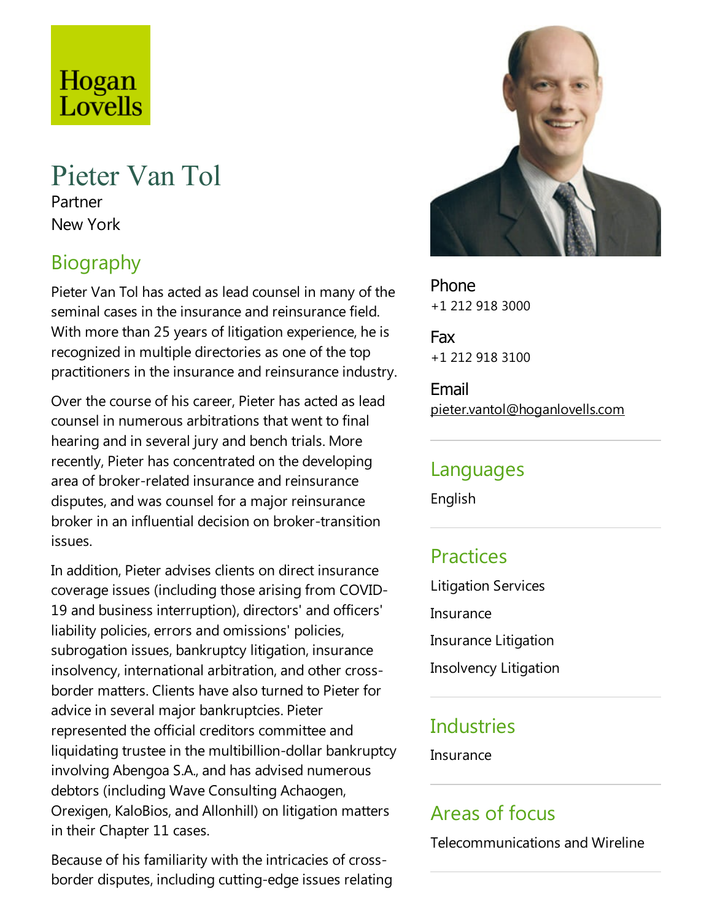Hogan Lovells

# Pieter Van Tol

Partner

New York

## Biography

Pieter Van Tol has acted as lead counsel in many of the seminal cases in the insurance and reinsurance field. With more than 25 years of litigation experience, he is recognized in multiple directories as one of the top practitioners in the insurance and reinsurance industry.

Over the course of his career, Pieter has acted as lead counsel in numerous arbitrations that went to final hearing and in several jury and bench trials. More recently, Pieter has concentrated on the developing area of broker-related insurance and reinsurance disputes, and was counsel for a major reinsurance broker in an influential decision on broker-transition issues.

In addition, Pieter advises clients on direct insurance coverage issues (including those arising from COVID-19 and business interruption), directors' and officers' liability policies, errors and omissions' policies, subrogation issues, bankruptcy litigation, insurance insolvency, international arbitration, and other cross-border matters. Clients have also turned to Pieter for advice in several major bankruptcies. Pieter represented the official creditors committee and liquidating trustee in the multibillion-dollar bankruptcy involving Abengoa S.A., and has advised numerous debtors (including Wave Consulting Achaogen, Orexigen, KaloBios, and Allonhill) on litigation matters in their Chapter 11 cases.

Because of his familiarity with the intricacies of cross-border disputes, including cutting-edge issues relating

**Phone**
+1 212 918 3000

**Fax**
+1 212 918 3100

**Email**
pieter.vantol@hoganlovells.com

## Languages

English

## Practices

Litigation Services

Insurance

Insurance Litigation

Insolvency Litigation

## Industries

Insurance

## Areas of focus

Telecommunications and Wireline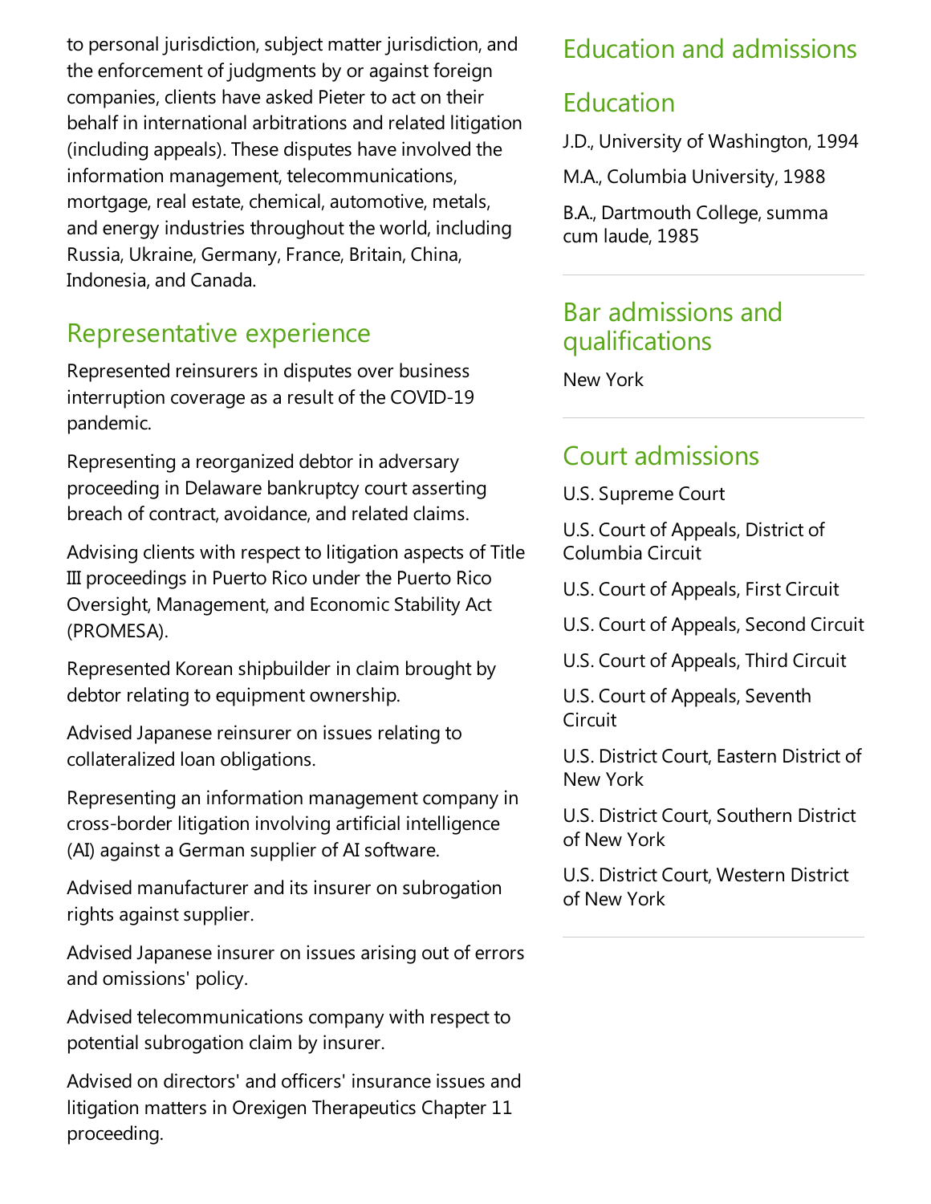to personal jurisdiction, subject matter jurisdiction, and the enforcement of judgments by or against foreign companies, clients have asked Pieter to act on their behalf in international arbitrations and related litigation (including appeals). These disputes have involved the information management, telecommunications, mortgage, real estate, chemical, automotive, metals, and energy industries throughout the world, including Russia, Ukraine, Germany, France, Britain, China, Indonesia, and Canada.

## Representative experience

Represented reinsurers in disputes over business interruption coverage as a result of the COVID-19 pandemic.

Representing a reorganized debtor in adversary proceeding in Delaware bankruptcy court asserting breach of contract, avoidance, and related claims.

Advising clients with respect to litigation aspects of Title III proceedings in Puerto Rico under the Puerto Rico Oversight, Management, and Economic Stability Act (PROMESA).

Represented Korean shipbuilder in claim brought by debtor relating to equipment ownership.

Advised Japanese reinsurer on issues relating to collateralized loan obligations.

Representing an information management company in cross-border litigation involving artificial intelligence (AI) against a German supplier of AI software.

Advised manufacturer and its insurer on subrogation rights against supplier.

Advised Japanese insurer on issues arising out of errors and omissions' policy.

Advised telecommunications company with respect to potential subrogation claim by insurer.

Advised on directors' and officers' insurance issues and litigation matters in Orexigen Therapeutics Chapter 11 proceeding.

## Education and admissions

## Education

J.D., University of Washington, 1994

M.A., Columbia University, 1988

B.A., Dartmouth College, summa cum laude, 1985

## Bar admissions and qualifications

New York

## Court admissions

U.S. Supreme Court

U.S. Court of Appeals, District of Columbia Circuit

U.S. Court of Appeals, First Circuit

U.S. Court of Appeals, Second Circuit

U.S. Court of Appeals, Third Circuit

U.S. Court of Appeals, Seventh Circuit

U.S. District Court, Eastern District of New York

U.S. District Court, Southern District of New York

U.S. District Court, Western District of New York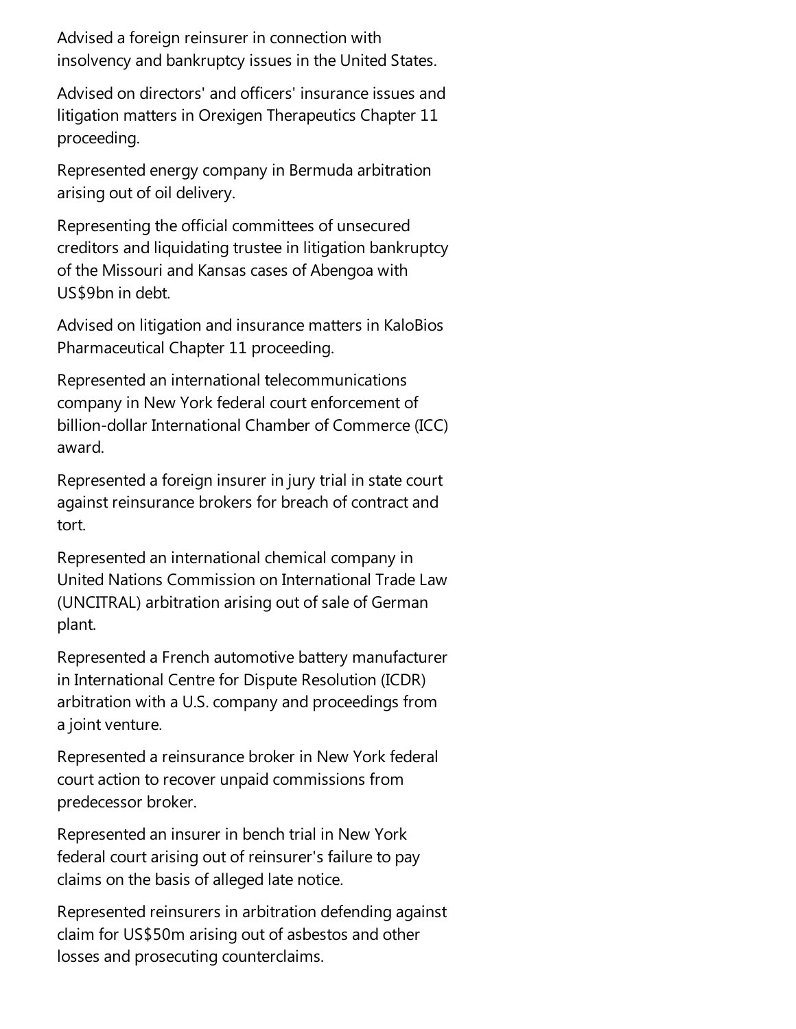Advised a foreign reinsurer in connection with insolvency and bankruptcy issues in the United States.

Advised on directors' and officers' insurance issues and litigation matters in Orexigen Therapeutics Chapter 11 proceeding.

Represented energy company in Bermuda arbitration arising out of oil delivery.

Representing the official committees of unsecured creditors and liquidating trustee in litigation bankruptcy of the Missouri and Kansas cases of Abengoa with US$9bn in debt.

Advised on litigation and insurance matters in KaloBios Pharmaceutical Chapter 11 proceeding.

Represented an international telecommunications company in New York federal court enforcement of billion-dollar International Chamber of Commerce (ICC) award.

Represented a foreign insurer in jury trial in state court against reinsurance brokers for breach of contract and tort.

Represented an international chemical company in United Nations Commission on International Trade Law (UNCITRAL) arbitration arising out of sale of German plant.

Represented a French automotive battery manufacturer in International Centre for Dispute Resolution (ICDR) arbitration with a U.S. company and proceedings from a joint venture.

Represented a reinsurance broker in New York federal court action to recover unpaid commissions from predecessor broker.

Represented an insurer in bench trial in New York federal court arising out of reinsurer's failure to pay claims on the basis of alleged late notice.

Represented reinsurers in arbitration defending against claim for US$50m arising out of asbestos and other losses and prosecuting counterclaims.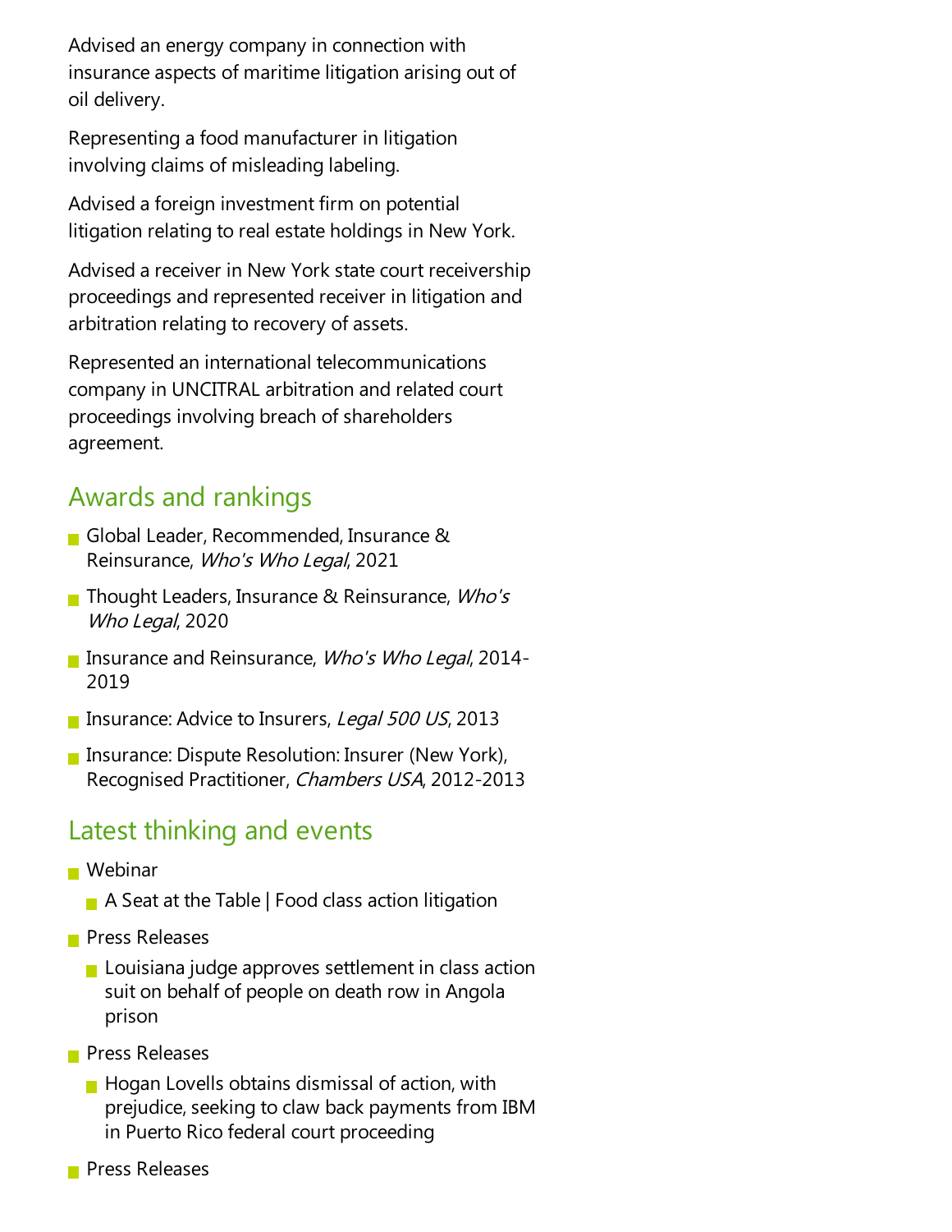Advised an energy company in connection with insurance aspects of maritime litigation arising out of oil delivery.

Representing a food manufacturer in litigation involving claims of misleading labeling.

Advised a foreign investment firm on potential litigation relating to real estate holdings in New York.

Advised a receiver in New York state court receivership proceedings and represented receiver in litigation and arbitration relating to recovery of assets.

Represented an international telecommunications company in UNCITRAL arbitration and related court proceedings involving breach of shareholders agreement.

## Awards and rankings

- Global Leader, Recommended, Insurance & Reinsurance, *Who's Who Legal*, 2021
- Thought Leaders, Insurance & Reinsurance, *Who's Who Legal*, 2020
- Insurance and Reinsurance, *Who's Who Legal*, 2014-2019
- Insurance: Advice to Insurers, *Legal 500 US*, 2013
- Insurance: Dispute Resolution: Insurer (New York), Recognised Practitioner, *Chambers USA*, 2012-2013

## Latest thinking and events

- Webinar
  - A Seat at the Table | Food class action litigation
- Press Releases
  - Louisiana judge approves settlement in class action suit on behalf of people on death row in Angola prison
- Press Releases
  - Hogan Lovells obtains dismissal of action, with prejudice, seeking to claw back payments from IBM in Puerto Rico federal court proceeding
- Press Releases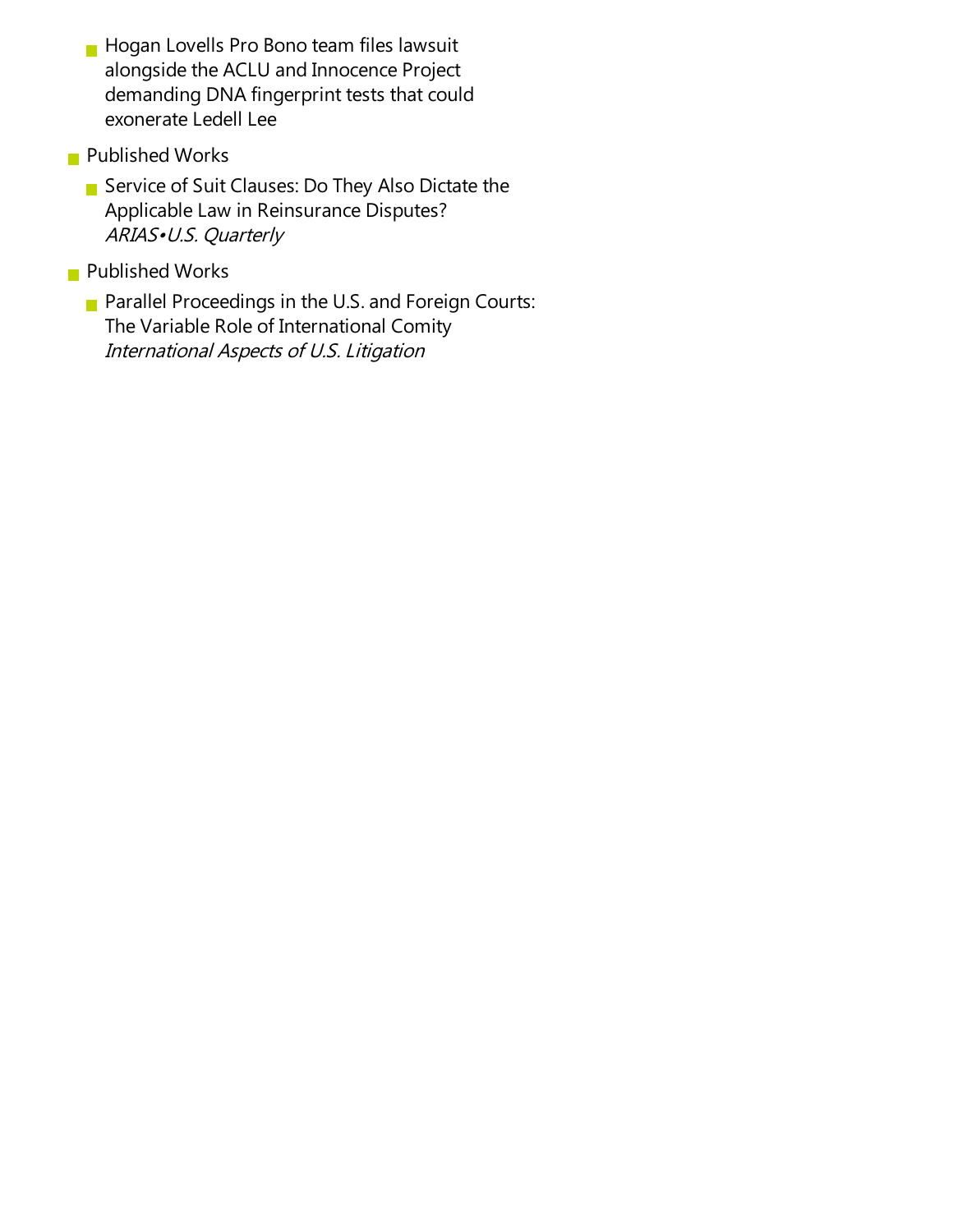- Hogan Lovells Pro Bono team files lawsuit alongside the ACLU and Innocence Project demanding DNA fingerprint tests that could exonerate Ledell Lee

- Published Works
  - Service of Suit Clauses: Do They Also Dictate the Applicable Law in Reinsurance Disputes?
    *ARIAS•U.S. Quarterly*

- Published Works
  - Parallel Proceedings in the U.S. and Foreign Courts: The Variable Role of International Comity
    *International Aspects of U.S. Litigation*